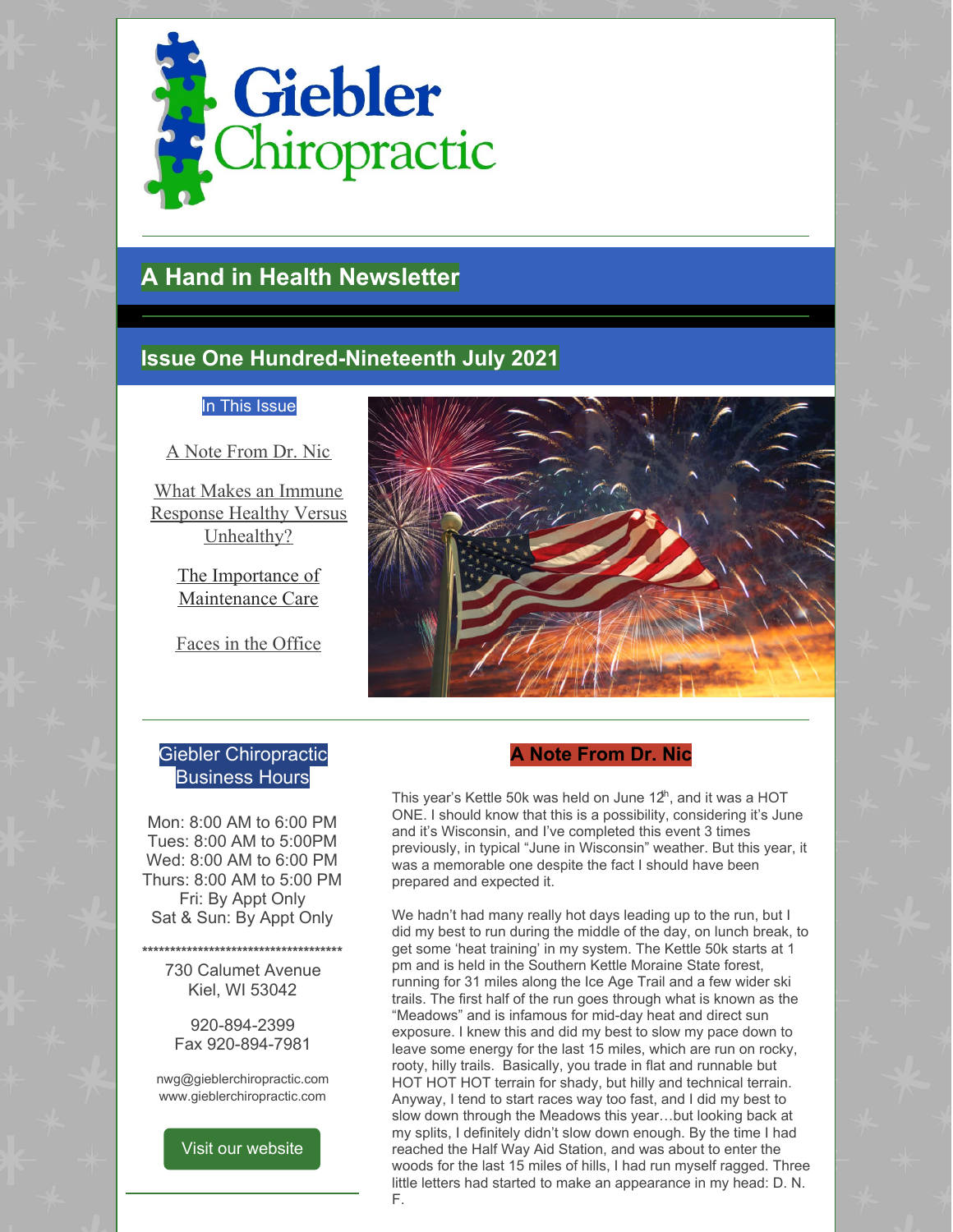# Giebler Chiropractic

## A Hand in Health Newsletter

## Issue One Hundred-Nineteenth July 2021

**In This Issue**

A Note From Dr. Nic

What Makes an Immune Response Healthy Versus Unhealthy?

The Importance of Maintenance Care

Faces in the Office

**Giebler Chiropractic Business Hours**

Mon: 8:00 AM to 6:00 PM
Tues: 8:00 AM to 5:00PM
Wed: 8:00 AM to 6:00 PM
Thurs: 8:00 AM to 5:00 PM
Fri: By Appt Only
Sat & Sun: By Appt Only

**************************************

730 Calumet Avenue
Kiel, WI 53042

920-894-2399
Fax 920-894-7981

nwg@gieblerchiropractic.com
www.gieblerchiropractic.com

Visit our website

## A Note From Dr. Nic

This year's Kettle 50k was held on June 12th, and it was a HOT ONE. I should know that this is a possibility, considering it's June and it's Wisconsin, and I've completed this event 3 times previously, in typical "June in Wisconsin" weather. But this year, it was a memorable one despite the fact I should have been prepared and expected it.

We hadn't had many really hot days leading up to the run, but I did my best to run during the middle of the day, on lunch break, to get some 'heat training' in my system. The Kettle 50k starts at 1 pm and is held in the Southern Kettle Moraine State forest, running for 31 miles along the Ice Age Trail and a few wider ski trails. The first half of the run goes through what is known as the "Meadows" and is infamous for mid-day heat and direct sun exposure. I knew this and did my best to slow my pace down to leave some energy for the last 15 miles, which are run on rocky, rooty, hilly trails. Basically, you trade in flat and runnable but HOT HOT HOT terrain for shady, but hilly and technical terrain. Anyway, I tend to start races way too fast, and I did my best to slow down through the Meadows this year…but looking back at my splits, I definitely didn't slow down enough. By the time I had reached the Half Way Aid Station, and was about to enter the woods for the last 15 miles of hills, I had run myself ragged. Three little letters had started to make an appearance in my head: D. N. F.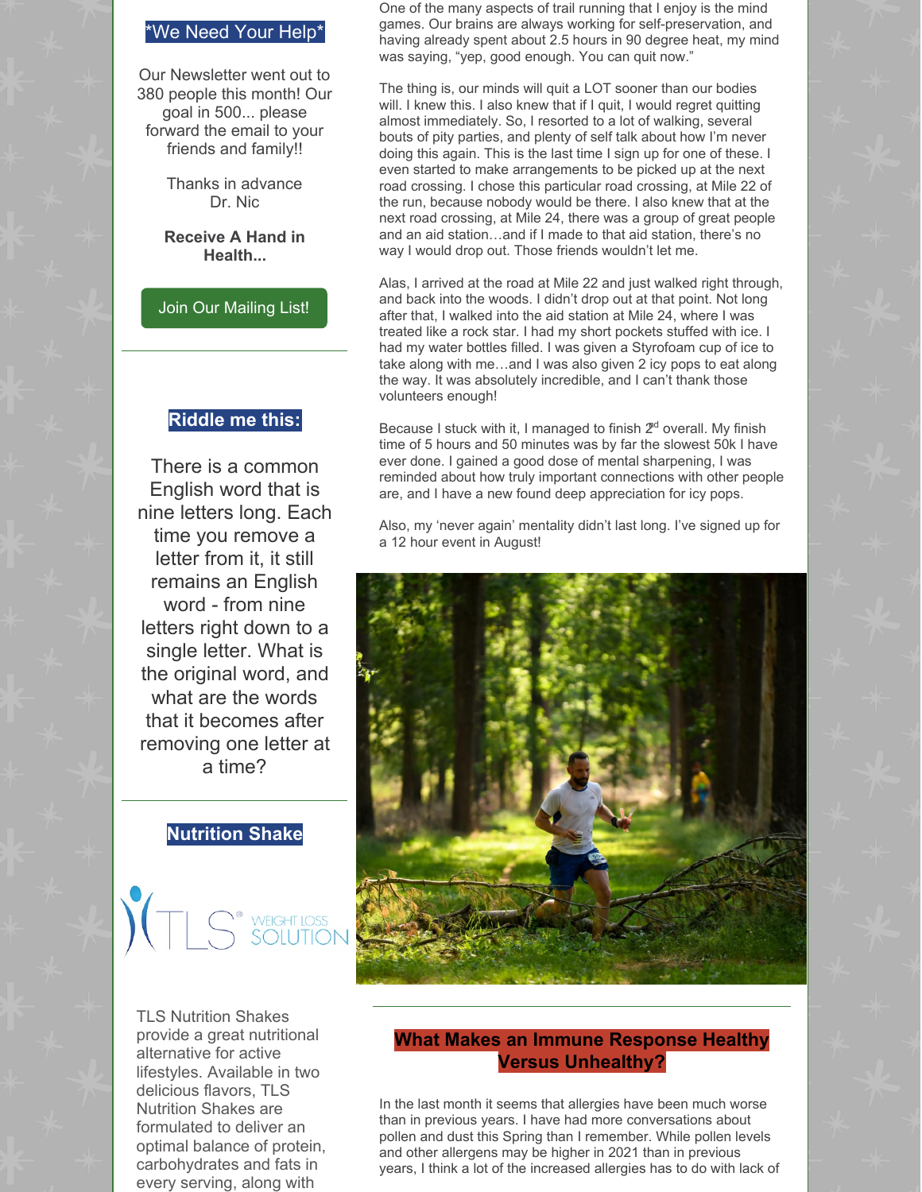## *We Need Your Help*

Our Newsletter went out to 380 people this month! Our goal in 500... please forward the email to your friends and family!!

Thanks in advance
Dr. Nic

**Receive A Hand in Health...**

Join Our Mailing List!

## Riddle me this:

There is a common English word that is nine letters long. Each time you remove a letter from it, it still remains an English word - from nine letters right down to a single letter. What is the original word, and what are the words that it becomes after removing one letter at a time?

## Nutrition Shake

TLS WEIGHT LOSS SOLUTION

TLS Nutrition Shakes provide a great nutritional alternative for active lifestyles. Available in two delicious flavors, TLS Nutrition Shakes are formulated to deliver an optimal balance of protein, carbohydrates and fats in every serving, along with

One of the many aspects of trail running that I enjoy is the mind games. Our brains are always working for self-preservation, and having already spent about 2.5 hours in 90 degree heat, my mind was saying, "yep, good enough. You can quit now."

The thing is, our minds will quit a LOT sooner than our bodies will. I knew this. I also knew that if I quit, I would regret quitting almost immediately. So, I resorted to a lot of walking, several bouts of pity parties, and plenty of self talk about how I'm never doing this again. This is the last time I sign up for one of these. I even started to make arrangements to be picked up at the next road crossing. I chose this particular road crossing, at Mile 22 of the run, because nobody would be there. I also knew that at the next road crossing, at Mile 24, there was a group of great people and an aid station…and if I made to that aid station, there's no way I would drop out. Those friends wouldn't let me.

Alas, I arrived at the road at Mile 22 and just walked right through, and back into the woods. I didn't drop out at that point. Not long after that, I walked into the aid station at Mile 24, where I was treated like a rock star. I had my short pockets stuffed with ice. I had my water bottles filled. I was given a Styrofoam cup of ice to take along with me…and I was also given 2 icy pops to eat along the way. It was absolutely incredible, and I can't thank those volunteers enough!

Because I stuck with it, I managed to finish 2nd overall. My finish time of 5 hours and 50 minutes was by far the slowest 50k I have ever done. I gained a good dose of mental sharpening, I was reminded about how truly important connections with other people are, and I have a new found deep appreciation for icy pops.

Also, my 'never again' mentality didn't last long. I've signed up for a 12 hour event in August!

## What Makes an Immune Response Healthy Versus Unhealthy?

In the last month it seems that allergies have been much worse than in previous years. I have had more conversations about pollen and dust this Spring than I remember. While pollen levels and other allergens may be higher in 2021 than in previous years, I think a lot of the increased allergies has to do with lack of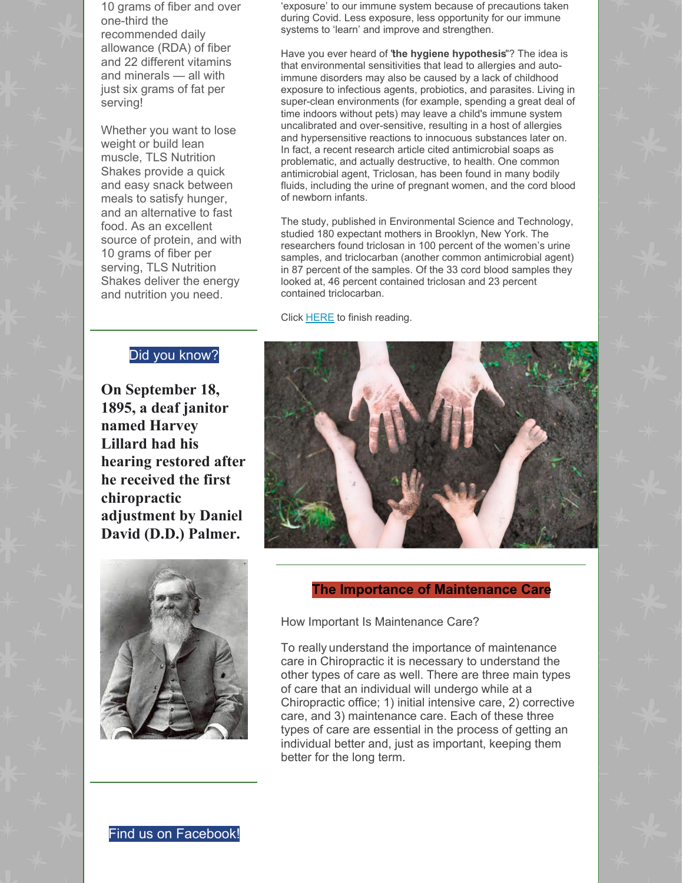10 grams of fiber and over one-third the recommended daily allowance (RDA) of fiber and 22 different vitamins and minerals — all with just six grams of fat per serving!

Whether you want to lose weight or build lean muscle, TLS Nutrition Shakes provide a quick and easy snack between meals to satisfy hunger, and an alternative to fast food. As an excellent source of protein, and with 10 grams of fiber per serving, TLS Nutrition Shakes deliver the energy and nutrition you need.

'exposure' to our immune system because of precautions taken during Covid. Less exposure, less opportunity for our immune systems to 'learn' and improve and strengthen.

Have you ever heard of "**the hygiene hypothesis**"? The idea is that environmental sensitivities that lead to allergies and auto-immune disorders may also be caused by a lack of childhood exposure to infectious agents, probiotics, and parasites. Living in super-clean environments (for example, spending a great deal of time indoors without pets) may leave a child's immune system uncalibrated and over-sensitive, resulting in a host of allergies and hypersensitive reactions to innocuous substances later on. In fact, a recent research article cited antimicrobial soaps as problematic, and actually destructive, to health. One common antimicrobial agent, Triclosan, has been found in many bodily fluids, including the urine of pregnant women, and the cord blood of newborn infants.

The study, published in Environmental Science and Technology, studied 180 expectant mothers in Brooklyn, New York. The researchers found triclosan in 100 percent of the women's urine samples, and triclocarban (another common antimicrobial agent) in 87 percent of the samples. Of the 33 cord blood samples they looked at, 46 percent contained triclosan and 23 percent contained triclocarban.

Click HERE to finish reading.

## Did you know?

**On September 18, 1895, a deaf janitor named Harvey Lillard had his hearing restored after he received the first chiropractic adjustment by Daniel David (D.D.) Palmer.**

## The Importance of Maintenance Care

How Important Is Maintenance Care?

To really understand the importance of maintenance care in Chiropractic it is necessary to understand the other types of care as well. There are three main types of care that an individual will undergo while at a Chiropractic office; 1) initial intensive care, 2) corrective care, and 3) maintenance care. Each of these three types of care are essential in the process of getting an individual better and, just as important, keeping them better for the long term.

Find us on Facebook!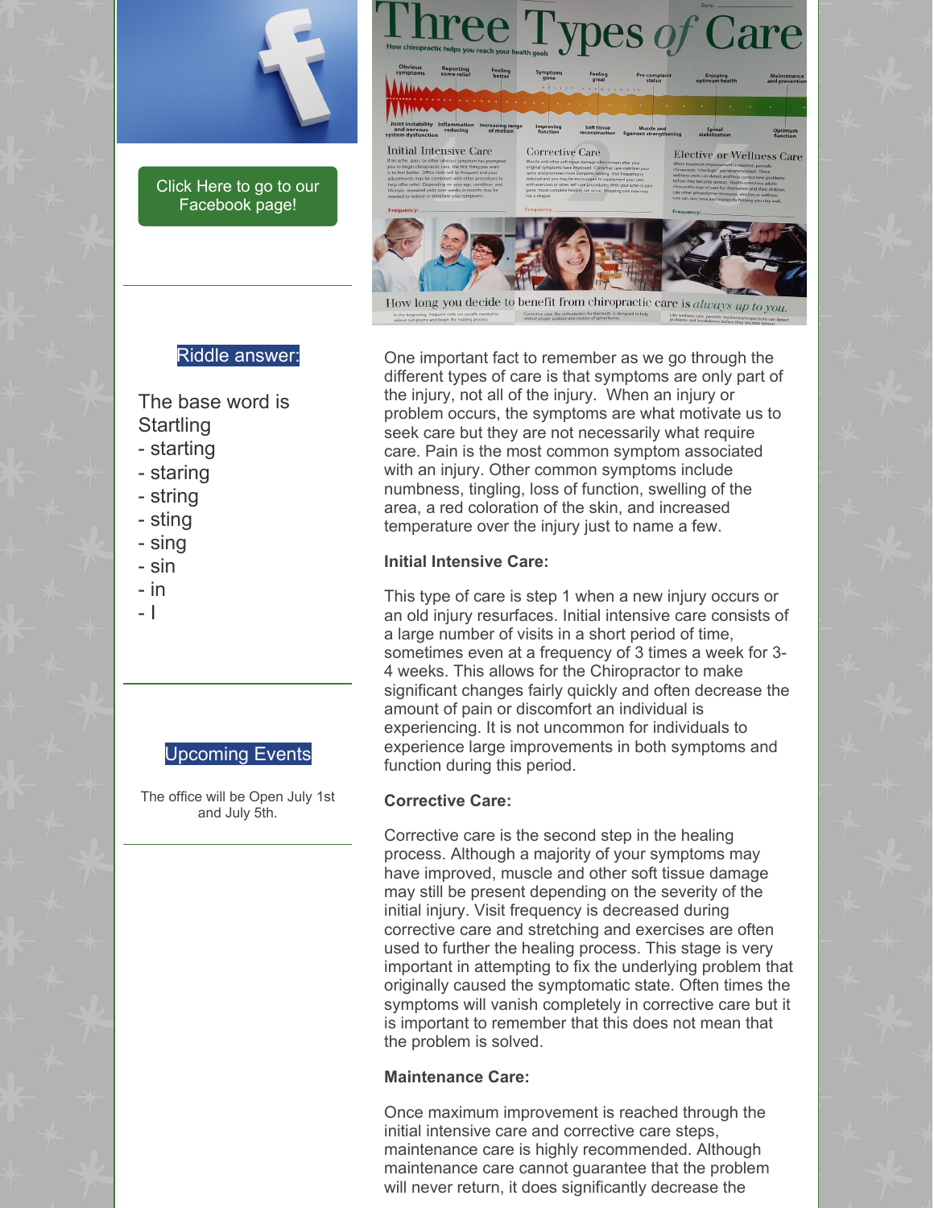Click Here to go to our Facebook page!

Riddle answer:

The base word is Startling

- starting
- staring
- string
- sting
- sing
- sin
- in
- I

Upcoming Events

The office will be Open July 1st and July 5th.

One important fact to remember as we go through the different types of care is that symptoms are only part of the injury, not all of the injury. When an injury or problem occurs, the symptoms are what motivate us to seek care but they are not necessarily what require care. Pain is the most common symptom associated with an injury. Other common symptoms include numbness, tingling, loss of function, swelling of the area, a red coloration of the skin, and increased temperature over the injury just to name a few.

**Initial Intensive Care:**

This type of care is step 1 when a new injury occurs or an old injury resurfaces. Initial intensive care consists of a large number of visits in a short period of time, sometimes even at a frequency of 3 times a week for 3-4 weeks. This allows for the Chiropractor to make significant changes fairly quickly and often decrease the amount of pain or discomfort an individual is experiencing. It is not uncommon for individuals to experience large improvements in both symptoms and function during this period.

**Corrective Care:**

Corrective care is the second step in the healing process. Although a majority of your symptoms may have improved, muscle and other soft tissue damage may still be present depending on the severity of the initial injury. Visit frequency is decreased during corrective care and stretching and exercises are often used to further the healing process. This stage is very important in attempting to fix the underlying problem that originally caused the symptomatic state. Often times the symptoms will vanish completely in corrective care but it is important to remember that this does not mean that the problem is solved.

**Maintenance Care:**

Once maximum improvement is reached through the initial intensive care and corrective care steps, maintenance care is highly recommended. Although maintenance care cannot guarantee that the problem will never return, it does significantly decrease the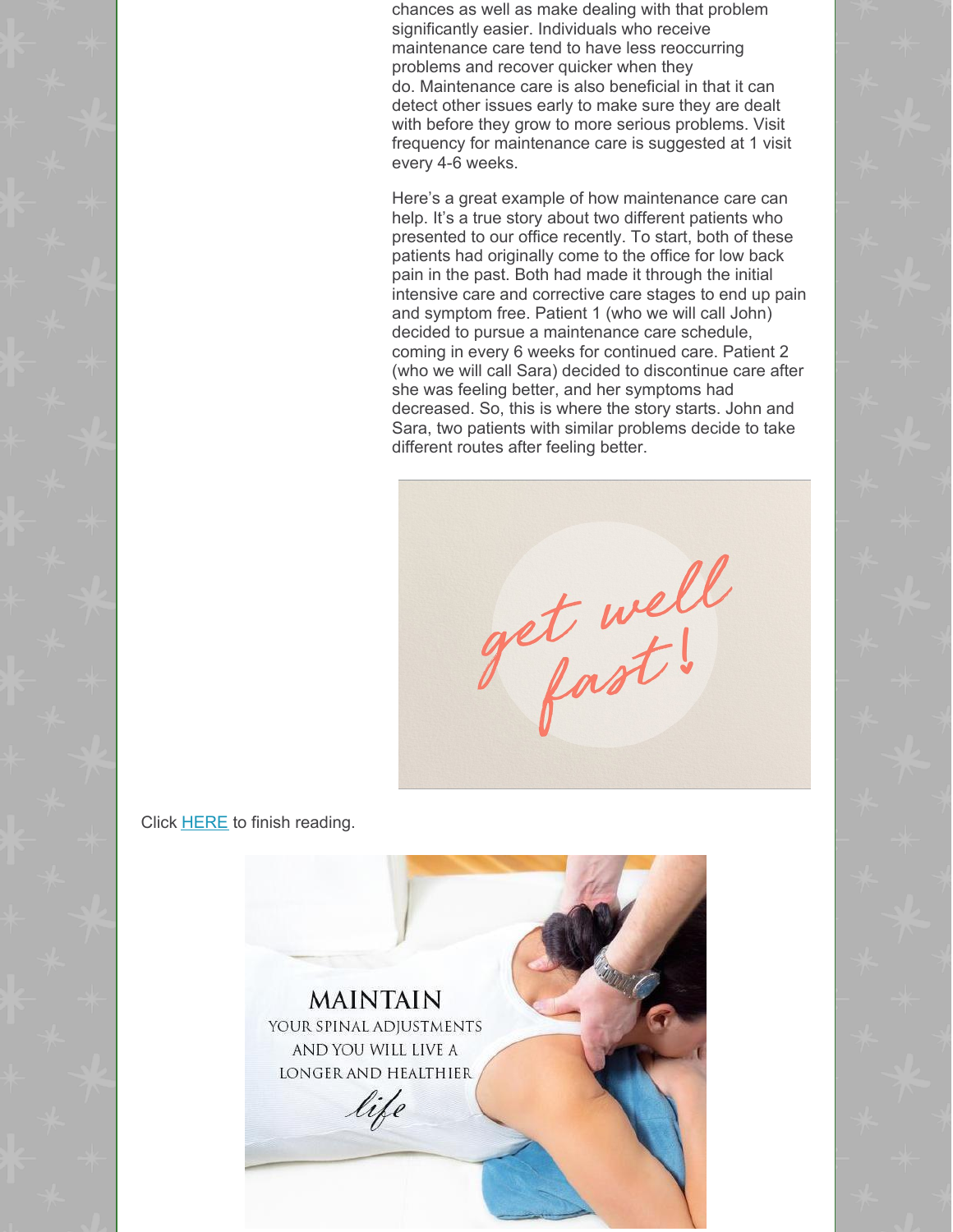chances as well as make dealing with that problem significantly easier. Individuals who receive maintenance care tend to have less reoccurring problems and recover quicker when they do. Maintenance care is also beneficial in that it can detect other issues early to make sure they are dealt with before they grow to more serious problems. Visit frequency for maintenance care is suggested at 1 visit every 4-6 weeks.

Here's a great example of how maintenance care can help. It's a true story about two different patients who presented to our office recently. To start, both of these patients had originally come to the office for low back pain in the past. Both had made it through the initial intensive care and corrective care stages to end up pain and symptom free. Patient 1 (who we will call John) decided to pursue a maintenance care schedule, coming in every 6 weeks for continued care. Patient 2 (who we will call Sara) decided to discontinue care after she was feeling better, and her symptoms had decreased. So, this is where the story starts. John and Sara, two patients with similar problems decide to take different routes after feeling better.

Click HERE to finish reading.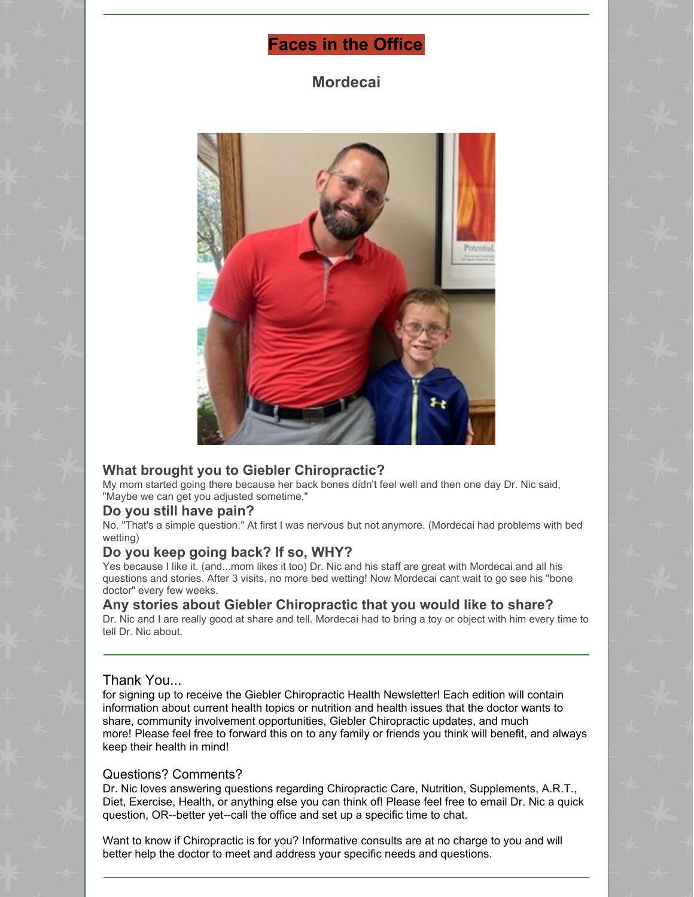## Faces in the Office

### Mordecai

### What brought you to Giebler Chiropractic?

My mom started going there because her back bones didn't feel well and then one day Dr. Nic said, "Maybe we can get you adjusted sometime."

### Do you still have pain?

No. "That's a simple question." At first I was nervous but not anymore. (Mordecai had problems with bed wetting)

### Do you keep going back? If so, WHY?

Yes because I like it. (and...mom likes it too) Dr. Nic and his staff are great with Mordecai and all his questions and stories. After 3 visits, no more bed wetting! Now Mordecai cant wait to go see his "bone doctor" every few weeks.

### Any stories about Giebler Chiropractic that you would like to share?

Dr. Nic and I are really good at share and tell. Mordecai had to bring a toy or object with him every time to tell Dr. Nic about.

---

Thank You...

for signing up to receive the Giebler Chiropractic Health Newsletter! Each edition will contain information about current health topics or nutrition and health issues that the doctor wants to share, community involvement opportunities, Giebler Chiropractic updates, and much more! Please feel free to forward this on to any family or friends you think will benefit, and always keep their health in mind!

Questions? Comments?

Dr. Nic loves answering questions regarding Chiropractic Care, Nutrition, Supplements, A.R.T., Diet, Exercise, Health, or anything else you can think of! Please feel free to email Dr. Nic a quick question, OR--better yet--call the office and set up a specific time to chat.

Want to know if Chiropractic is for you? Informative consults are at no charge to you and will better help the doctor to meet and address your specific needs and questions.